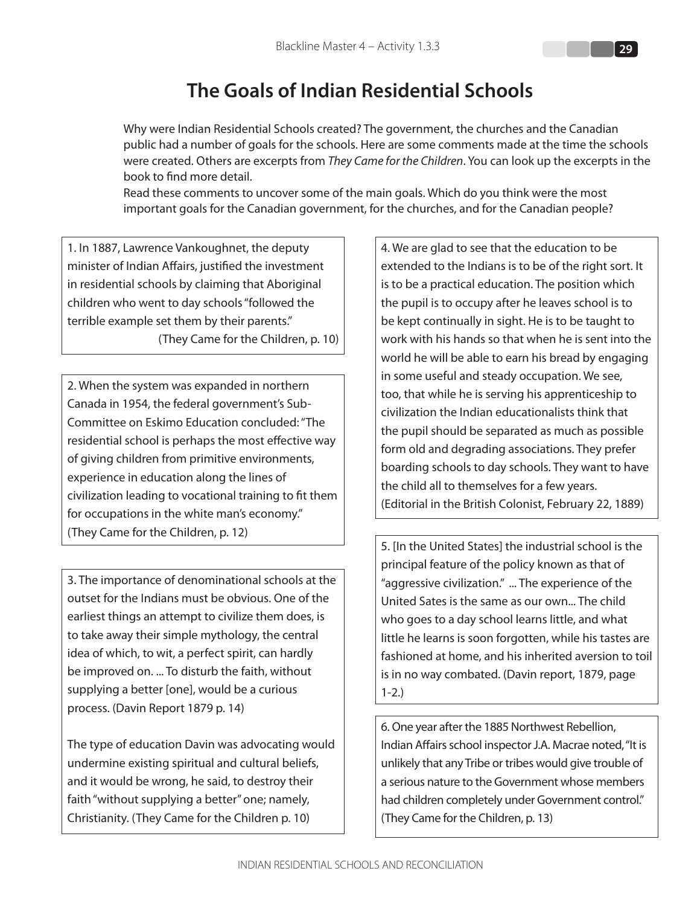# The Goals of Indian Residential Schools

Why were Indian Residential Schools created? The government, the churches and the Canadian public had a number of goals for the schools. Here are some comments made at the time the schools were created. Others are excerpts from *They Came for the Children*. You can look up the excerpts in the book to find more detail.

Read these comments to uncover some of the main goals. Which do you think were the most important goals for the Canadian government, for the churches, and for the Canadian people?

1. In 1887, Lawrence Vankoughnet, the deputy minister of Indian Affairs, justified the investment in residential schools by claiming that Aboriginal children who went to day schools "followed the terrible example set them by their parents." (They Came for the Children, p. 10)

2. When the system was expanded in northern Canada in 1954, the federal government's Sub-Committee on Eskimo Education concluded: "The residential school is perhaps the most effective way of giving children from primitive environments, experience in education along the lines of civilization leading to vocational training to fit them for occupations in the white man's economy." (They Came for the Children, p. 12)

3. The importance of denominational schools at the outset for the Indians must be obvious. One of the earliest things an attempt to civilize them does, is to take away their simple mythology, the central idea of which, to wit, a perfect spirit, can hardly be improved on. ... To disturb the faith, without supplying a better [one], would be a curious process. (Davin Report 1879 p. 14)

The type of education Davin was advocating would undermine existing spiritual and cultural beliefs, and it would be wrong, he said, to destroy their faith "without supplying a better" one; namely, Christianity. (They Came for the Children p. 10)

4. We are glad to see that the education to be extended to the Indians is to be of the right sort. It is to be a practical education. The position which the pupil is to occupy after he leaves school is to be kept continually in sight. He is to be taught to work with his hands so that when he is sent into the world he will be able to earn his bread by engaging in some useful and steady occupation. We see, too, that while he is serving his apprenticeship to civilization the Indian educationalists think that the pupil should be separated as much as possible form old and degrading associations. They prefer boarding schools to day schools. They want to have the child all to themselves for a few years. (Editorial in the British Colonist, February 22, 1889)

5. [In the United States] the industrial school is the principal feature of the policy known as that of "aggressive civilization." ... The experience of the United Sates is the same as our own... The child who goes to a day school learns little, and what little he learns is soon forgotten, while his tastes are fashioned at home, and his inherited aversion to toil is in no way combated. (Davin report, 1879, page 1-2.)

6. One year after the 1885 Northwest Rebellion, Indian Affairs school inspector J.A. Macrae noted, "It is unlikely that any Tribe or tribes would give trouble of a serious nature to the Government whose members had children completely under Government control." (They Came for the Children, p. 13)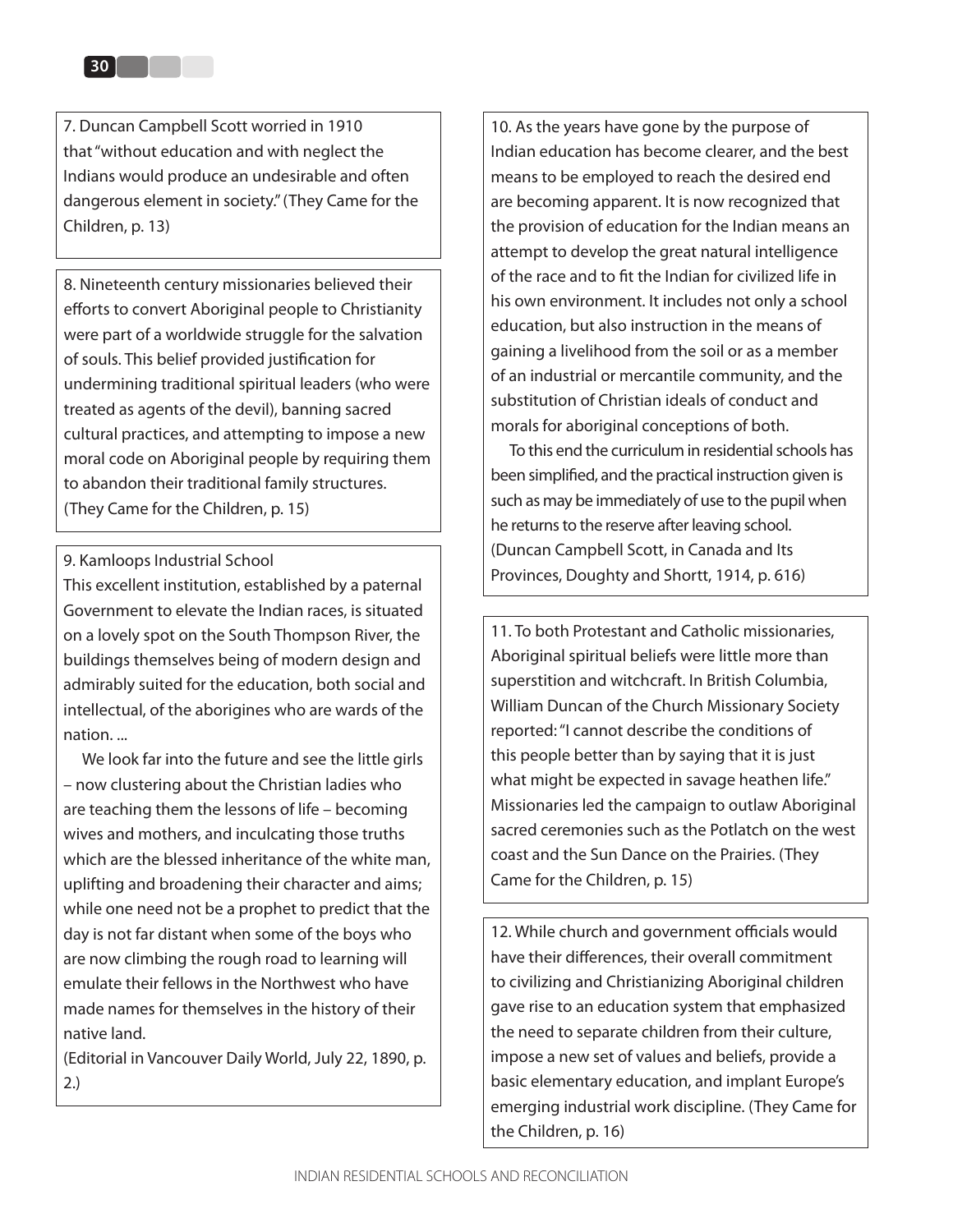7. Duncan Campbell Scott worried in 1910 that "without education and with neglect the Indians would produce an undesirable and often dangerous element in society." (They Came for the Children, p. 13)

8. Nineteenth century missionaries believed their efforts to convert Aboriginal people to Christianity were part of a worldwide struggle for the salvation of souls. This belief provided justification for undermining traditional spiritual leaders (who were treated as agents of the devil), banning sacred cultural practices, and attempting to impose a new moral code on Aboriginal people by requiring them to abandon their traditional family structures. (They Came for the Children, p. 15)

9. Kamloops Industrial School
This excellent institution, established by a paternal Government to elevate the Indian races, is situated on a lovely spot on the South Thompson River, the buildings themselves being of modern design and admirably suited for the education, both social and intellectual, of the aborigines who are wards of the nation. ...

We look far into the future and see the little girls – now clustering about the Christian ladies who are teaching them the lessons of life – becoming wives and mothers, and inculcating those truths which are the blessed inheritance of the white man, uplifting and broadening their character and aims; while one need not be a prophet to predict that the day is not far distant when some of the boys who are now climbing the rough road to learning will emulate their fellows in the Northwest who have made names for themselves in the history of their native land.
(Editorial in Vancouver Daily World, July 22, 1890, p. 2.)

10. As the years have gone by the purpose of Indian education has become clearer, and the best means to be employed to reach the desired end are becoming apparent. It is now recognized that the provision of education for the Indian means an attempt to develop the great natural intelligence of the race and to fit the Indian for civilized life in his own environment. It includes not only a school education, but also instruction in the means of gaining a livelihood from the soil or as a member of an industrial or mercantile community, and the substitution of Christian ideals of conduct and morals for aboriginal conceptions of both.

To this end the curriculum in residential schools has been simplified, and the practical instruction given is such as may be immediately of use to the pupil when he returns to the reserve after leaving school.
(Duncan Campbell Scott, in Canada and Its Provinces, Doughty and Shortt, 1914, p. 616)

11. To both Protestant and Catholic missionaries, Aboriginal spiritual beliefs were little more than superstition and witchcraft. In British Columbia, William Duncan of the Church Missionary Society reported: "I cannot describe the conditions of this people better than by saying that it is just what might be expected in savage heathen life." Missionaries led the campaign to outlaw Aboriginal sacred ceremonies such as the Potlatch on the west coast and the Sun Dance on the Prairies. (They Came for the Children, p. 15)

12. While church and government officials would have their differences, their overall commitment to civilizing and Christianizing Aboriginal children gave rise to an education system that emphasized the need to separate children from their culture, impose a new set of values and beliefs, provide a basic elementary education, and implant Europe's emerging industrial work discipline. (They Came for the Children, p. 16)